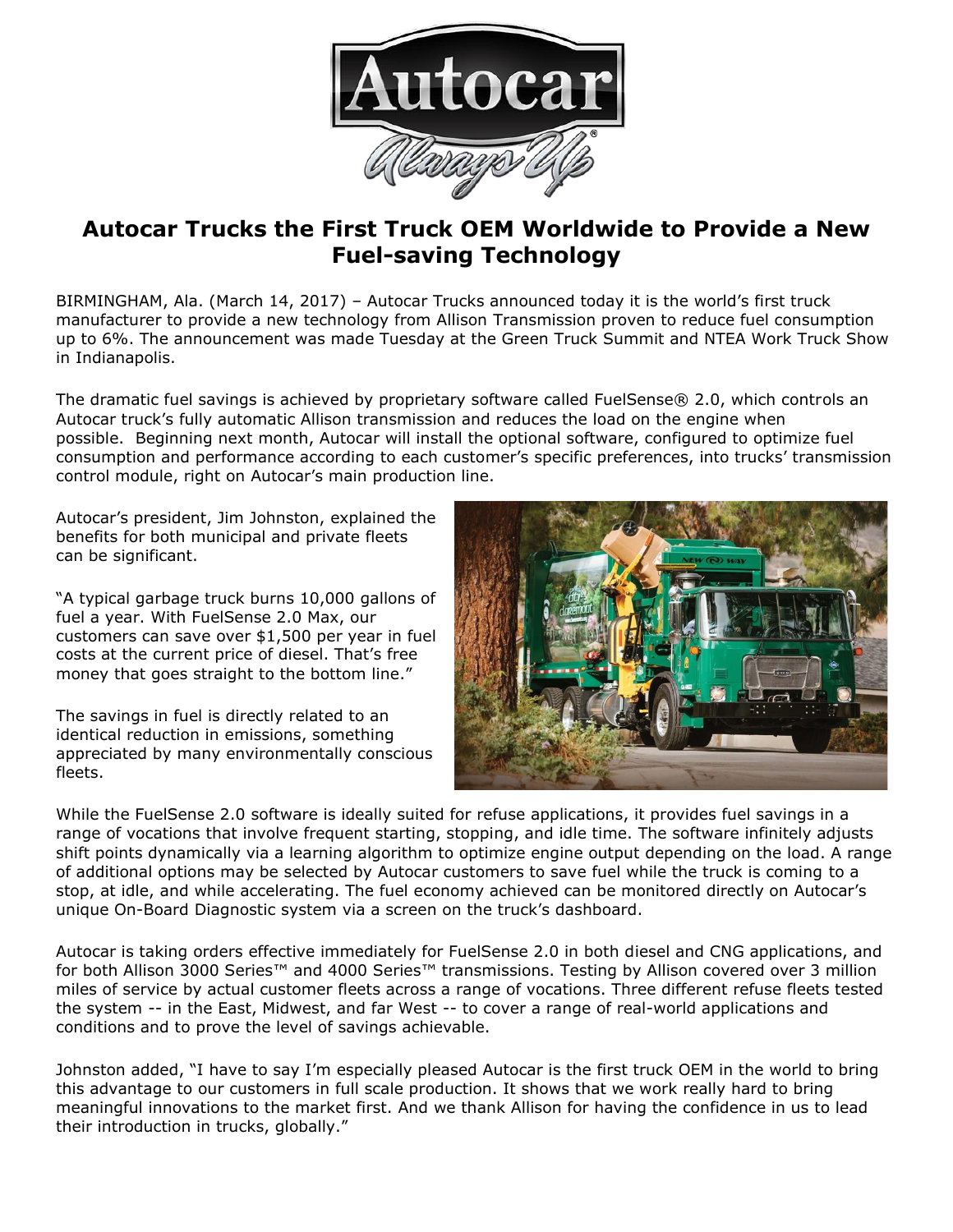# Autocar Trucks the First Truck OEM Worldwide to Provide a New Fuel-saving Technology

BIRMINGHAM, Ala. (March 14, 2017) – Autocar Trucks announced today it is the world's first truck manufacturer to provide a new technology from Allison Transmission proven to reduce fuel consumption up to 6%. The announcement was made Tuesday at the Green Truck Summit and NTEA Work Truck Show in Indianapolis.

The dramatic fuel savings is achieved by proprietary software called FuelSense® 2.0, which controls an Autocar truck's fully automatic Allison transmission and reduces the load on the engine when possible. Beginning next month, Autocar will install the optional software, configured to optimize fuel consumption and performance according to each customer's specific preferences, into trucks' transmission control module, right on Autocar's main production line.

Autocar's president, Jim Johnston, explained the benefits for both municipal and private fleets can be significant.

"A typical garbage truck burns 10,000 gallons of fuel a year. With FuelSense 2.0 Max, our customers can save over $1,500 per year in fuel costs at the current price of diesel. That's free money that goes straight to the bottom line."

The savings in fuel is directly related to an identical reduction in emissions, something appreciated by many environmentally conscious fleets.

While the FuelSense 2.0 software is ideally suited for refuse applications, it provides fuel savings in a range of vocations that involve frequent starting, stopping, and idle time. The software infinitely adjusts shift points dynamically via a learning algorithm to optimize engine output depending on the load. A range of additional options may be selected by Autocar customers to save fuel while the truck is coming to a stop, at idle, and while accelerating. The fuel economy achieved can be monitored directly on Autocar's unique On-Board Diagnostic system via a screen on the truck's dashboard.

Autocar is taking orders effective immediately for FuelSense 2.0 in both diesel and CNG applications, and for both Allison 3000 Series™ and 4000 Series™ transmissions. Testing by Allison covered over 3 million miles of service by actual customer fleets across a range of vocations. Three different refuse fleets tested the system -- in the East, Midwest, and far West -- to cover a range of real-world applications and conditions and to prove the level of savings achievable.

Johnston added, "I have to say I'm especially pleased Autocar is the first truck OEM in the world to bring this advantage to our customers in full scale production. It shows that we work really hard to bring meaningful innovations to the market first. And we thank Allison for having the confidence in us to lead their introduction in trucks, globally."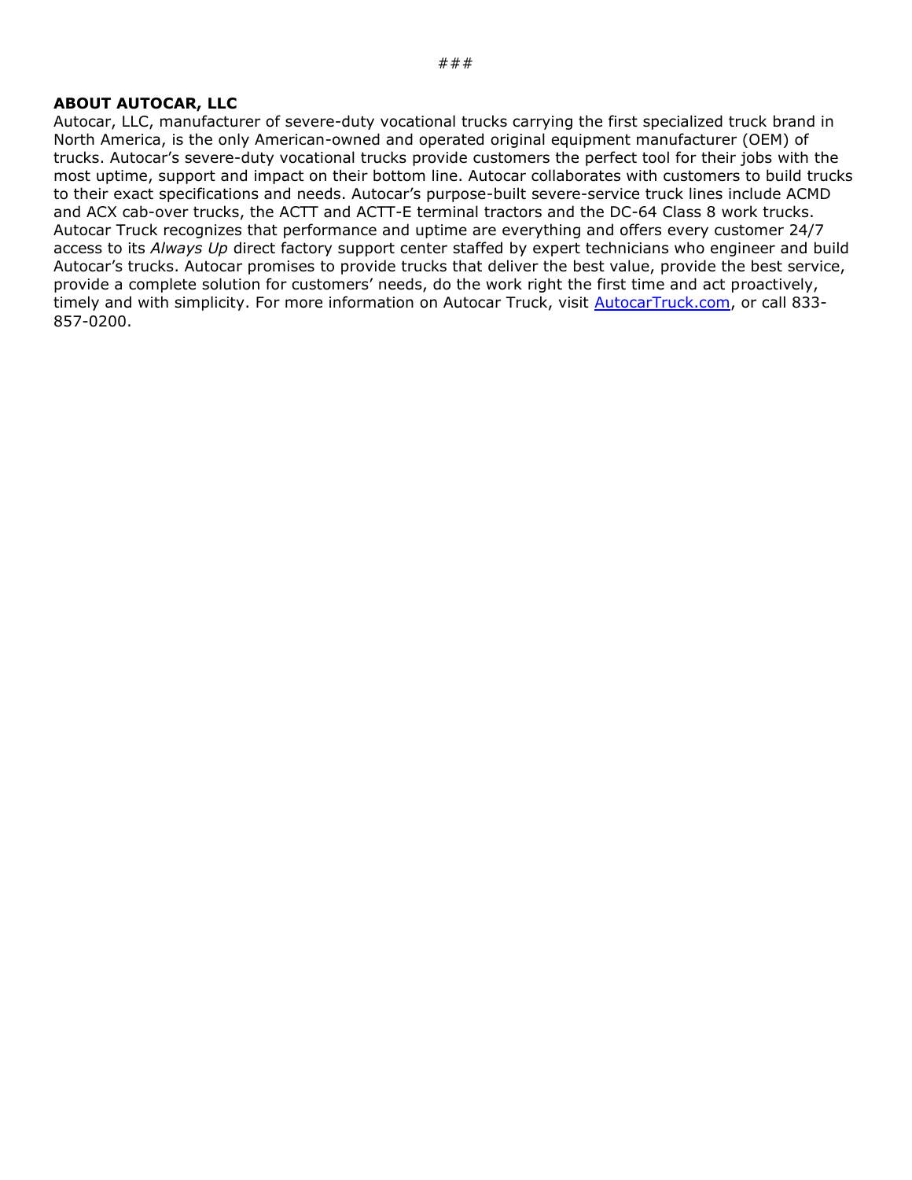###

**ABOUT AUTOCAR, LLC**

Autocar, LLC, manufacturer of severe-duty vocational trucks carrying the first specialized truck brand in North America, is the only American-owned and operated original equipment manufacturer (OEM) of trucks. Autocar's severe-duty vocational trucks provide customers the perfect tool for their jobs with the most uptime, support and impact on their bottom line. Autocar collaborates with customers to build trucks to their exact specifications and needs. Autocar's purpose-built severe-service truck lines include ACMD and ACX cab-over trucks, the ACTT and ACTT-E terminal tractors and the DC-64 Class 8 work trucks. Autocar Truck recognizes that performance and uptime are everything and offers every customer 24/7 access to its *Always Up* direct factory support center staffed by expert technicians who engineer and build Autocar's trucks. Autocar promises to provide trucks that deliver the best value, provide the best service, provide a complete solution for customers' needs, do the work right the first time and act proactively, timely and with simplicity. For more information on Autocar Truck, visit [AutocarTruck.com](AutocarTruck.com), or call 833-857-0200.